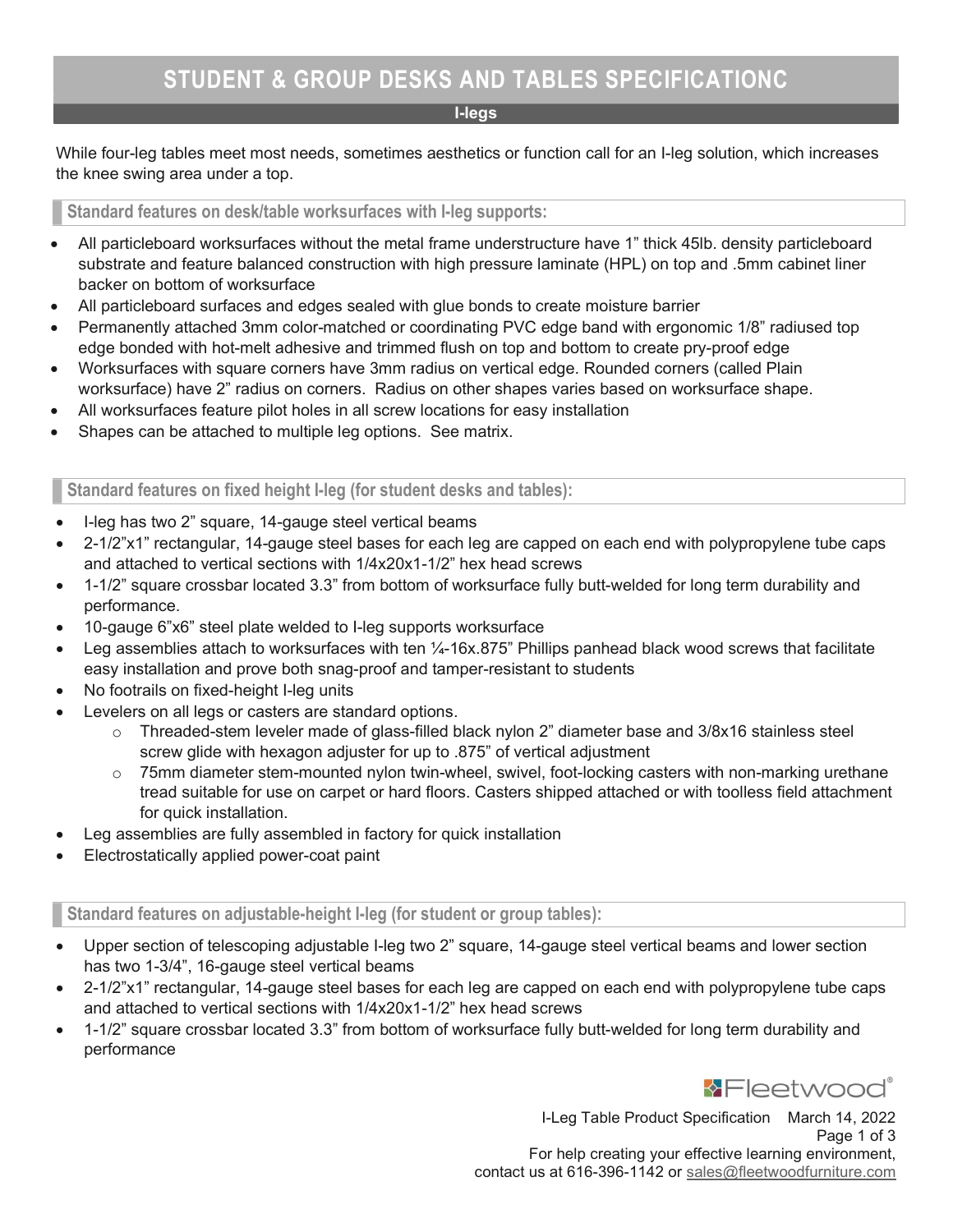# STUDENT & GROUP DESKS AND TABLES SPECIFICATIONC

## I-legs

While four-leg tables meet most needs, sometimes aesthetics or function call for an I-leg solution, which increases the knee swing area under a top.

### Standard features on desk/table worksurfaces with I-leg supports:

- All particleboard worksurfaces without the metal frame understructure have 1" thick 45lb. density particleboard substrate and feature balanced construction with high pressure laminate (HPL) on top and .5mm cabinet liner backer on bottom of worksurface
- All particleboard surfaces and edges sealed with glue bonds to create moisture barrier
- Permanently attached 3mm color-matched or coordinating PVC edge band with ergonomic 1/8" radiused top edge bonded with hot-melt adhesive and trimmed flush on top and bottom to create pry-proof edge
- Worksurfaces with square corners have 3mm radius on vertical edge. Rounded corners (called Plain worksurface) have 2" radius on corners. Radius on other shapes varies based on worksurface shape.
- All worksurfaces feature pilot holes in all screw locations for easy installation
- Shapes can be attached to multiple leg options. See matrix.

### Standard features on fixed height I-leg (for student desks and tables):

- I-leg has two 2" square, 14-gauge steel vertical beams
- 2-1/2"x1" rectangular, 14-gauge steel bases for each leg are capped on each end with polypropylene tube caps and attached to vertical sections with 1/4x20x1-1/2" hex head screws
- 1-1/2" square crossbar located 3.3" from bottom of worksurface fully butt-welded for long term durability and performance.
- 10-gauge 6"x6" steel plate welded to I-leg supports worksurface
- Leg assemblies attach to worksurfaces with ten ¼-16x.875" Phillips panhead black wood screws that facilitate easy installation and prove both snag-proof and tamper-resistant to students
- No footrails on fixed-height I-leg units
- Levelers on all legs or casters are standard options.
  - Threaded-stem leveler made of glass-filled black nylon 2" diameter base and 3/8x16 stainless steel screw glide with hexagon adjuster for up to .875" of vertical adjustment
  - 75mm diameter stem-mounted nylon twin-wheel, swivel, foot-locking casters with non-marking urethane tread suitable for use on carpet or hard floors. Casters shipped attached or with toolless field attachment for quick installation.
- Leg assemblies are fully assembled in factory for quick installation
- Electrostatically applied power-coat paint

### Standard features on adjustable-height I-leg (for student or group tables):

- Upper section of telescoping adjustable I-leg two 2" square, 14-gauge steel vertical beams and lower section has two 1-3/4", 16-gauge steel vertical beams
- 2-1/2"x1" rectangular, 14-gauge steel bases for each leg are capped on each end with polypropylene tube caps and attached to vertical sections with 1/4x20x1-1/2" hex head screws
- 1-1/2" square crossbar located 3.3" from bottom of worksurface fully butt-welded for long term durability and performance

Fleetwood®

I-Leg Table Product Specification March 14, 2022

For help creating your effective learning environment, contact us at 616-396-1142 or sales@fleetwoodfurniture.com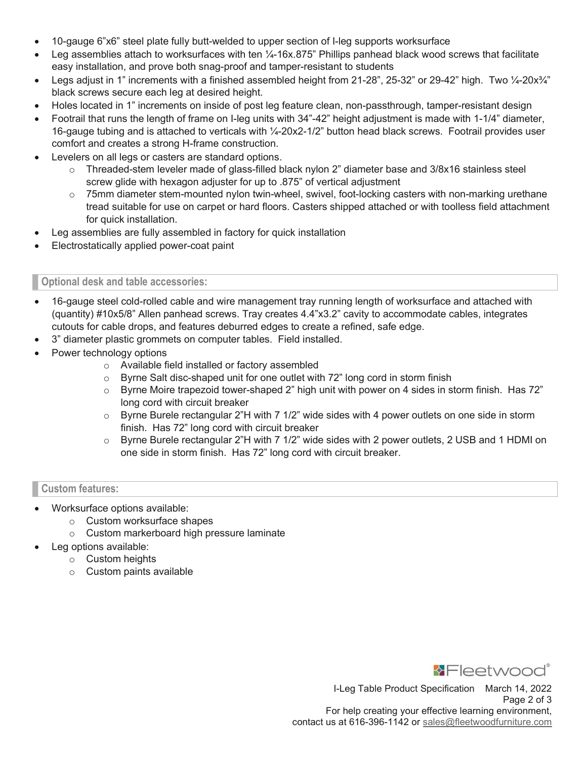- 10-gauge 6"x6" steel plate fully butt-welded to upper section of I-leg supports worksurface
- Leg assemblies attach to worksurfaces with ten ¼-16x.875" Phillips panhead black wood screws that facilitate easy installation, and prove both snag-proof and tamper-resistant to students
- Legs adjust in 1" increments with a finished assembled height from 21-28", 25-32" or 29-42" high. Two ¼-20x¾" black screws secure each leg at desired height.
- Holes located in 1" increments on inside of post leg feature clean, non-passthrough, tamper-resistant design
- Footrail that runs the length of frame on I-leg units with 34"-42" height adjustment is made with 1-1/4" diameter, 16-gauge tubing and is attached to verticals with ¼-20x2-1/2" button head black screws. Footrail provides user comfort and creates a strong H-frame construction.
- Levelers on all legs or casters are standard options.
  - Threaded-stem leveler made of glass-filled black nylon 2" diameter base and 3/8x16 stainless steel screw glide with hexagon adjuster for up to .875" of vertical adjustment
  - 75mm diameter stem-mounted nylon twin-wheel, swivel, foot-locking casters with non-marking urethane tread suitable for use on carpet or hard floors. Casters shipped attached or with toolless field attachment for quick installation.
- Leg assemblies are fully assembled in factory for quick installation
- Electrostatically applied power-coat paint

## Optional desk and table accessories:

- 16-gauge steel cold-rolled cable and wire management tray running length of worksurface and attached with (quantity) #10x5/8" Allen panhead screws. Tray creates 4.4"x3.2" cavity to accommodate cables, integrates cutouts for cable drops, and features deburred edges to create a refined, safe edge.
- 3" diameter plastic grommets on computer tables. Field installed.
- Power technology options
  - Available field installed or factory assembled
  - Byrne Salt disc-shaped unit for one outlet with 72" long cord in storm finish
  - Byrne Moire trapezoid tower-shaped 2" high unit with power on 4 sides in storm finish. Has 72" long cord with circuit breaker
  - Byrne Burele rectangular 2"H with 7 1/2" wide sides with 4 power outlets on one side in storm finish. Has 72" long cord with circuit breaker
  - Byrne Burele rectangular 2"H with 7 1/2" wide sides with 2 power outlets, 2 USB and 1 HDMI on one side in storm finish. Has 72" long cord with circuit breaker.

## Custom features:

- Worksurface options available:
  - Custom worksurface shapes
  - Custom markerboard high pressure laminate
- Leg options available:
  - Custom heights
  - Custom paints available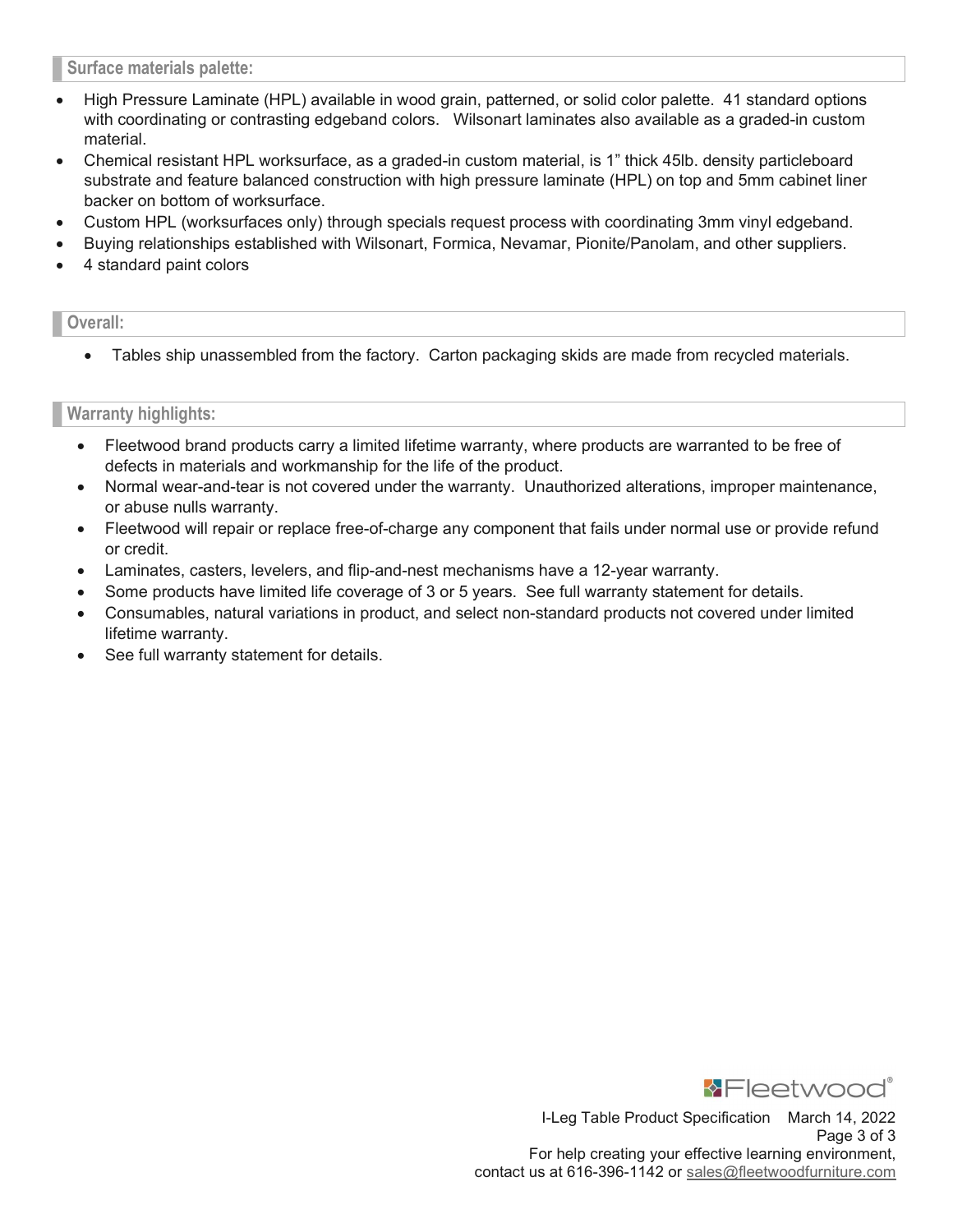## Surface materials palette:

- High Pressure Laminate (HPL) available in wood grain, patterned, or solid color palette. 41 standard options with coordinating or contrasting edgeband colors. Wilsonart laminates also available as a graded-in custom material.
- Chemical resistant HPL worksurface, as a graded-in custom material, is 1" thick 45lb. density particleboard substrate and feature balanced construction with high pressure laminate (HPL) on top and 5mm cabinet liner backer on bottom of worksurface.
- Custom HPL (worksurfaces only) through specials request process with coordinating 3mm vinyl edgeband.
- Buying relationships established with Wilsonart, Formica, Nevamar, Pionite/Panolam, and other suppliers.
- 4 standard paint colors

## Overall:

- Tables ship unassembled from the factory. Carton packaging skids are made from recycled materials.

## Warranty highlights:

- Fleetwood brand products carry a limited lifetime warranty, where products are warranted to be free of defects in materials and workmanship for the life of the product.
- Normal wear-and-tear is not covered under the warranty. Unauthorized alterations, improper maintenance, or abuse nulls warranty.
- Fleetwood will repair or replace free-of-charge any component that fails under normal use or provide refund or credit.
- Laminates, casters, levelers, and flip-and-nest mechanisms have a 12-year warranty.
- Some products have limited life coverage of 3 or 5 years. See full warranty statement for details.
- Consumables, natural variations in product, and select non-standard products not covered under limited lifetime warranty.
- See full warranty statement for details.

Fleetwood®

I-Leg Table Product Specification March 14, 2022

For help creating your effective learning environment,
contact us at 616-396-1142 or sales@fleetwoodfurniture.com